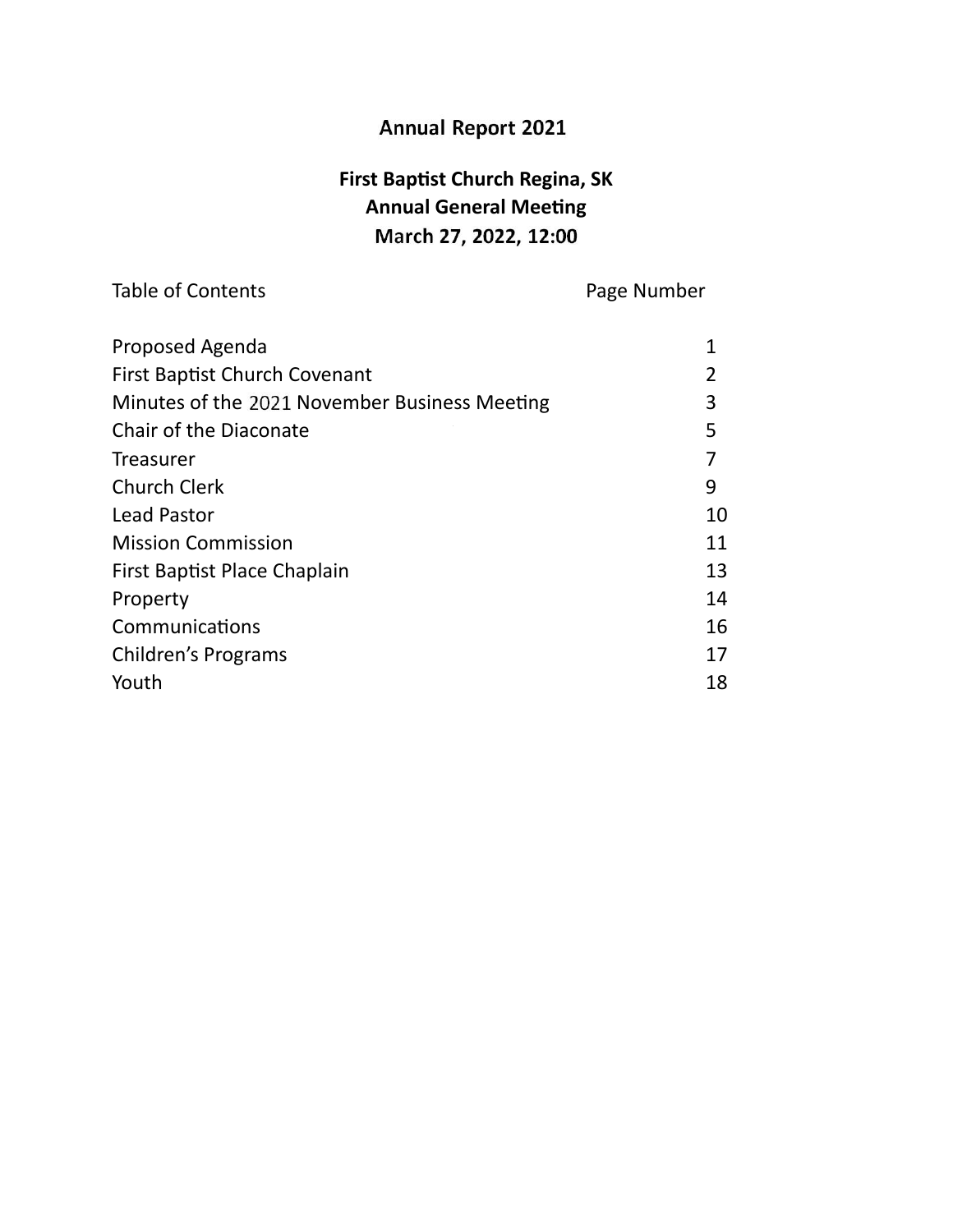# Annual Report 2021

## First Baptist Church Regina, SK
## Annual General Meeting
## March 27, 2022, 12:00

| Table of Contents | Page Number |
| --- | --- |
| Proposed Agenda | 1 |
| First Baptist Church Covenant | 2 |
| Minutes of the 2021 November Business Meeting | 3 |
| Chair of the Diaconate | 5 |
| Treasurer | 7 |
| Church Clerk | 9 |
| Lead Pastor | 10 |
| Mission Commission | 11 |
| First Baptist Place Chaplain | 13 |
| Property | 14 |
| Communications | 16 |
| Children's Programs | 17 |
| Youth | 18 |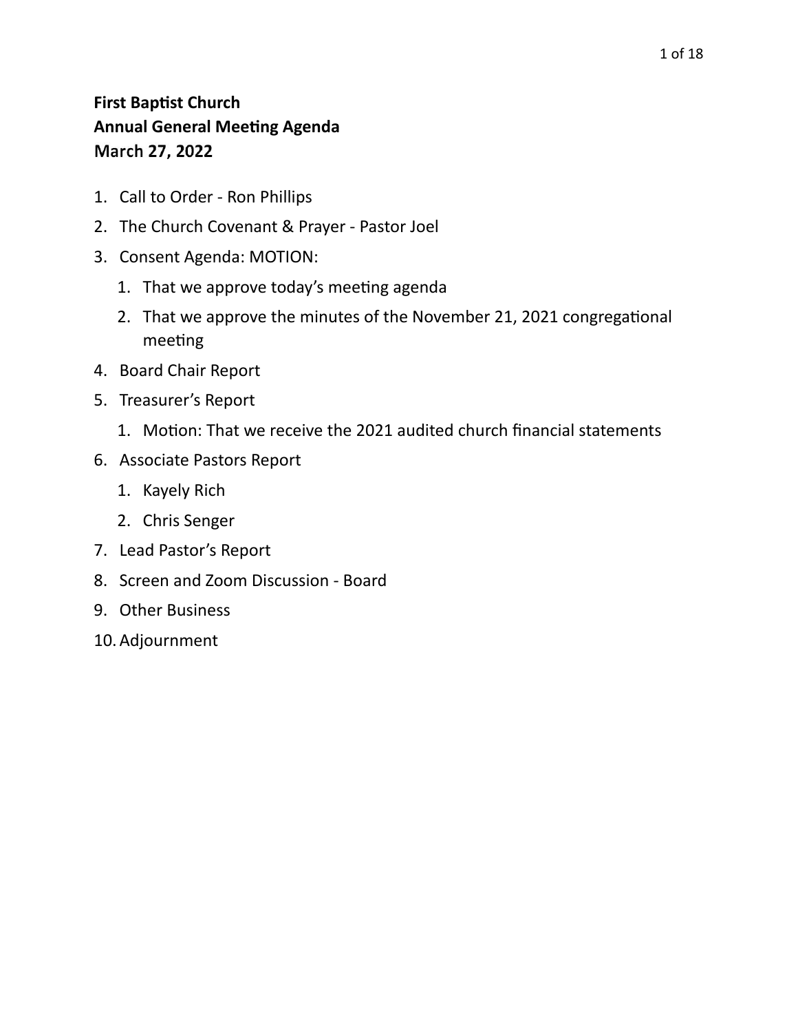**First Baptist Church**
**Annual General Meeting Agenda**
**March 27, 2022**

1. Call to Order - Ron Phillips
2. The Church Covenant & Prayer - Pastor Joel
3. Consent Agenda: MOTION:
    1. That we approve today's meeting agenda
    2. That we approve the minutes of the November 21, 2021 congregational meeting
4. Board Chair Report
5. Treasurer's Report
    1. Motion: That we receive the 2021 audited church financial statements
6. Associate Pastors Report
    1. Kayely Rich
    2. Chris Senger
7. Lead Pastor's Report
8. Screen and Zoom Discussion - Board
9. Other Business
10. Adjournment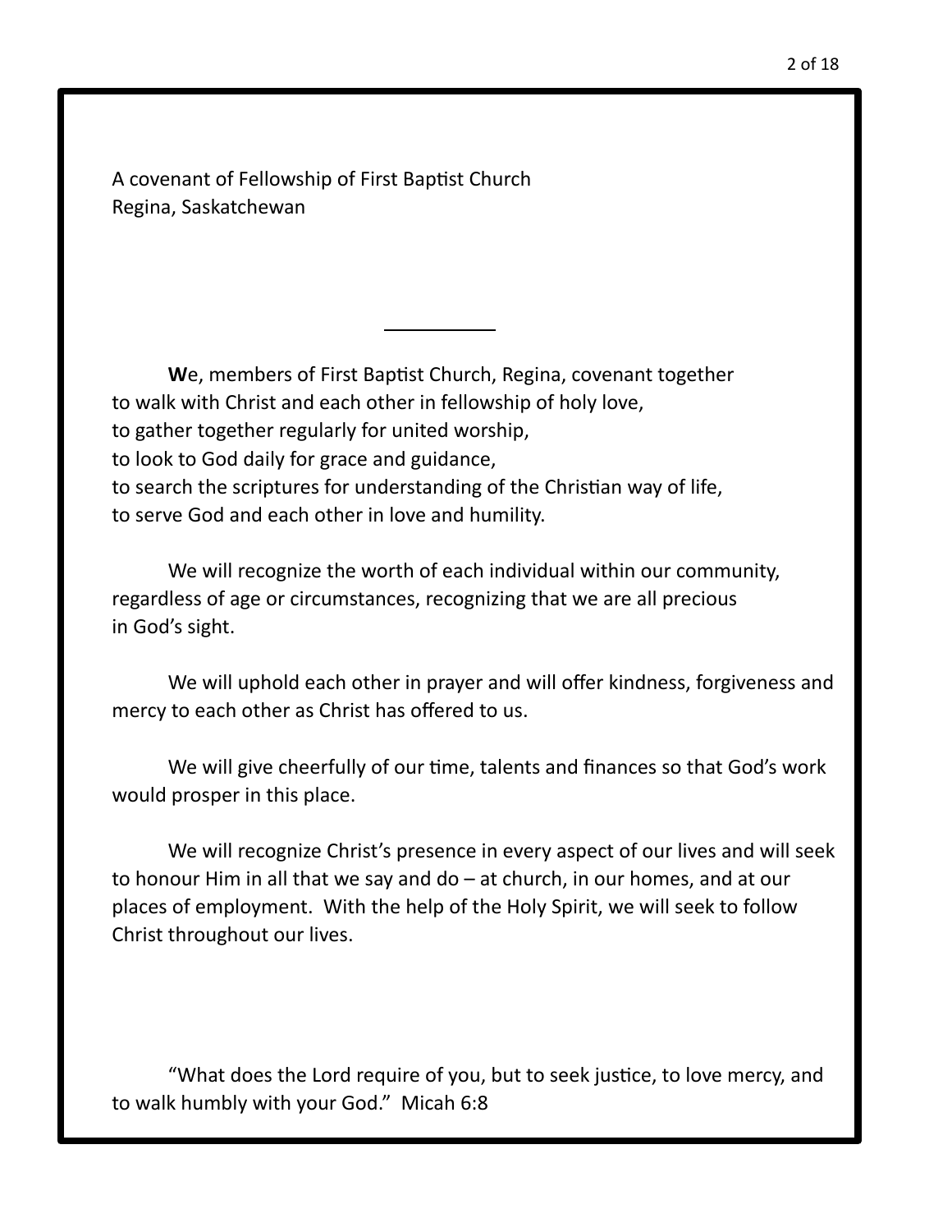A covenant of Fellowship of First Baptist Church
Regina, Saskatchewan

---

**W**e, members of First Baptist Church, Regina, covenant together
to walk with Christ and each other in fellowship of holy love,
to gather together regularly for united worship,
to look to God daily for grace and guidance,
to search the scriptures for understanding of the Christian way of life,
to serve God and each other in love and humility.

We will recognize the worth of each individual within our community, regardless of age or circumstances, recognizing that we are all precious in God's sight.

We will uphold each other in prayer and will offer kindness, forgiveness and mercy to each other as Christ has offered to us.

We will give cheerfully of our time, talents and finances so that God's work would prosper in this place.

We will recognize Christ's presence in every aspect of our lives and will seek to honour Him in all that we say and do – at church, in our homes, and at our places of employment. With the help of the Holy Spirit, we will seek to follow Christ throughout our lives.

"What does the Lord require of you, but to seek justice, to love mercy, and to walk humbly with your God." Micah 6:8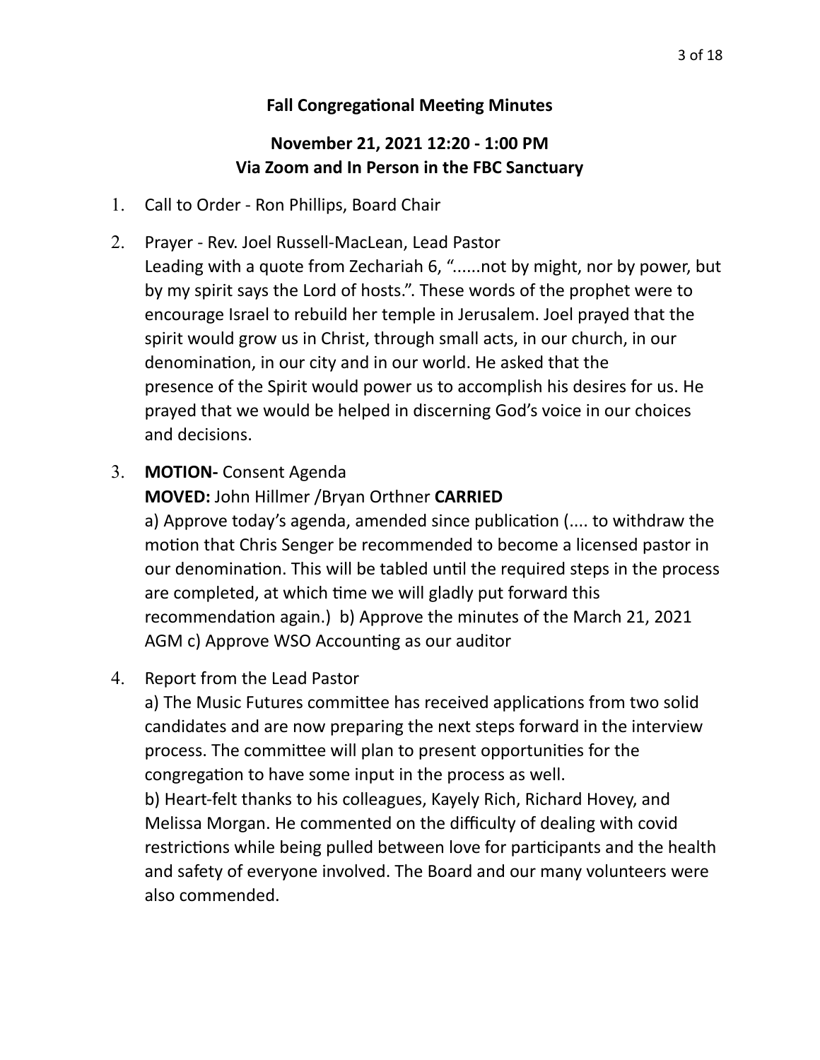**Fall Congregational Meeting Minutes**

**November 21, 2021 12:20 - 1:00 PM**
**Via Zoom and In Person in the FBC Sanctuary**

1. Call to Order - Ron Phillips, Board Chair
2. Prayer - Rev. Joel Russell-MacLean, Lead Pastor
   Leading with a quote from Zechariah 6, "......not by might, nor by power, but by my spirit says the Lord of hosts.". These words of the prophet were to encourage Israel to rebuild her temple in Jerusalem. Joel prayed that the spirit would grow us in Christ, through small acts, in our church, in our denomination, in our city and in our world. He asked that the presence of the Spirit would power us to accomplish his desires for us. He prayed that we would be helped in discerning God's voice in our choices and decisions.
3. **MOTION-** Consent Agenda
   **MOVED:** John Hillmer /Bryan Orthner **CARRIED**
   a) Approve today's agenda, amended since publication (.... to withdraw the motion that Chris Senger be recommended to become a licensed pastor in our denomination. This will be tabled until the required steps in the process are completed, at which time we will gladly put forward this recommendation again.) b) Approve the minutes of the March 21, 2021 AGM c) Approve WSO Accounting as our auditor
4. Report from the Lead Pastor
   a) The Music Futures committee has received applications from two solid candidates and are now preparing the next steps forward in the interview process. The committee will plan to present opportunities for the congregation to have some input in the process as well.
   b) Heart-felt thanks to his colleagues, Kayely Rich, Richard Hovey, and Melissa Morgan. He commented on the difficulty of dealing with covid restrictions while being pulled between love for participants and the health and safety of everyone involved. The Board and our many volunteers were also commended.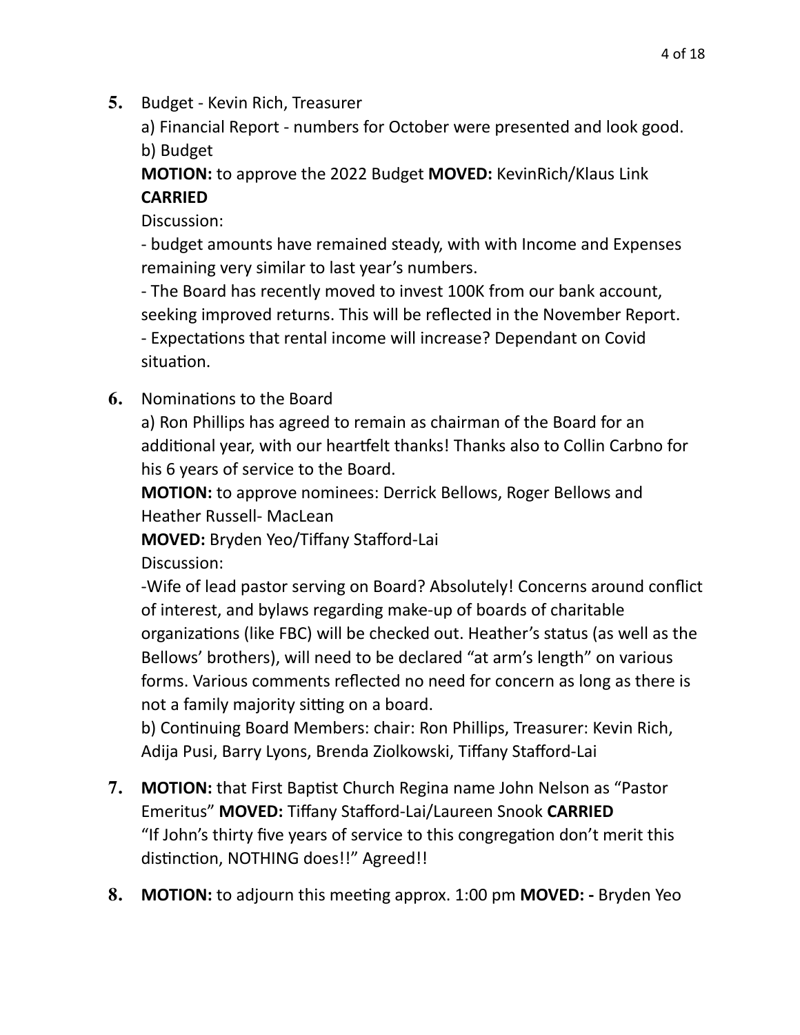**5.** Budget - Kevin Rich, Treasurer

a) Financial Report - numbers for October were presented and look good.

b) Budget

**MOTION:** to approve the 2022 Budget **MOVED:** KevinRich/Klaus Link **CARRIED**

Discussion:

- budget amounts have remained steady, with with Income and Expenses remaining very similar to last year's numbers.
- The Board has recently moved to invest 100K from our bank account, seeking improved returns. This will be reflected in the November Report.
- Expectations that rental income will increase? Dependant on Covid situation.

**6.** Nominations to the Board

a) Ron Phillips has agreed to remain as chairman of the Board for an additional year, with our heartfelt thanks! Thanks also to Collin Carbno for his 6 years of service to the Board.

**MOTION:** to approve nominees: Derrick Bellows, Roger Bellows and Heather Russell- MacLean

**MOVED:** Bryden Yeo/Tiffany Stafford-Lai

Discussion:

-Wife of lead pastor serving on Board? Absolutely! Concerns around conflict of interest, and bylaws regarding make-up of boards of charitable organizations (like FBC) will be checked out. Heather's status (as well as the Bellows' brothers), will need to be declared "at arm's length" on various forms. Various comments reflected no need for concern as long as there is not a family majority sitting on a board.

b) Continuing Board Members: chair: Ron Phillips, Treasurer: Kevin Rich, Adija Pusi, Barry Lyons, Brenda Ziolkowski, Tiffany Stafford-Lai

**7.** **MOTION:** that First Baptist Church Regina name John Nelson as "Pastor Emeritus" **MOVED:** Tiffany Stafford-Lai/Laureen Snook **CARRIED**

"If John's thirty five years of service to this congregation don't merit this distinction, NOTHING does!!" Agreed!!

**8.** **MOTION:** to adjourn this meeting approx. 1:00 pm **MOVED: -** Bryden Yeo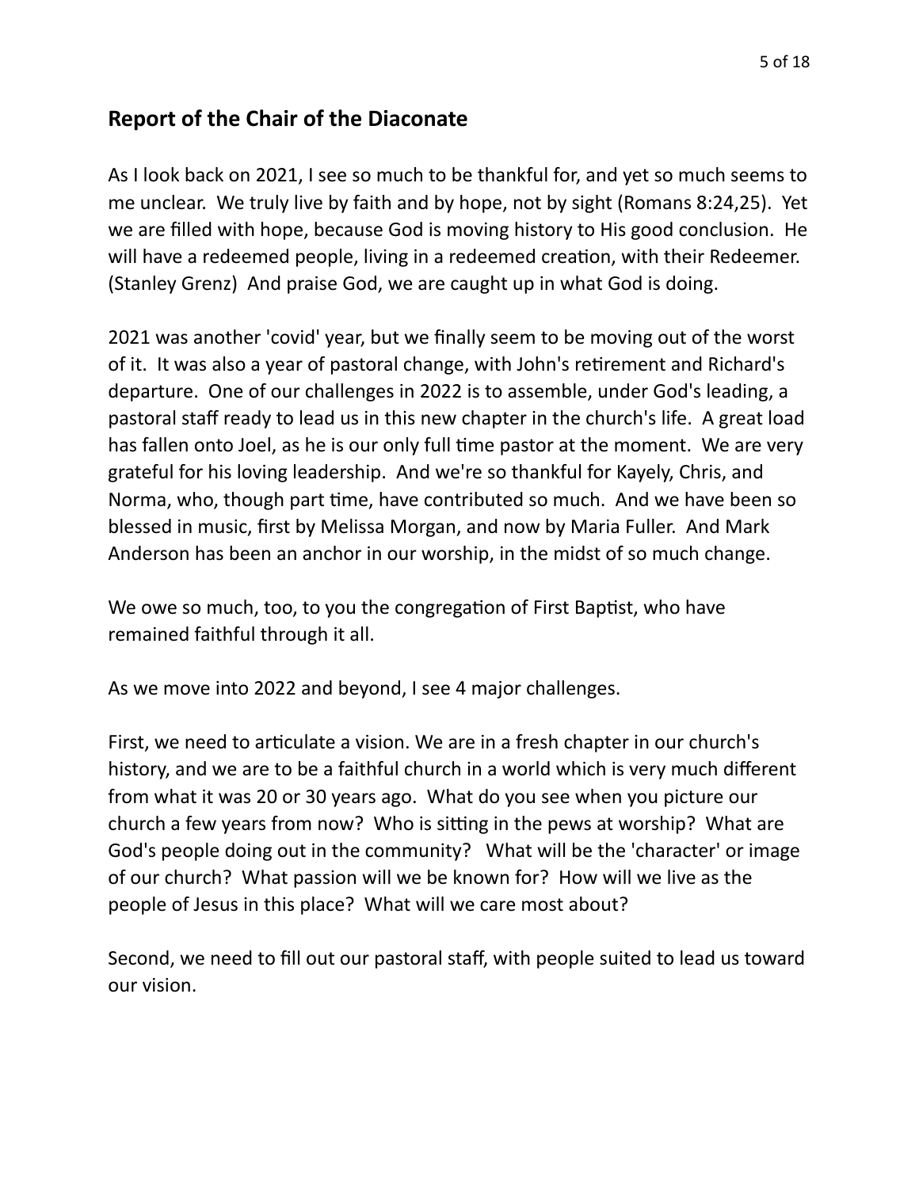## Report of the Chair of the Diaconate

As I look back on 2021, I see so much to be thankful for, and yet so much seems to me unclear. We truly live by faith and by hope, not by sight (Romans 8:24,25). Yet we are filled with hope, because God is moving history to His good conclusion. He will have a redeemed people, living in a redeemed creation, with their Redeemer. (Stanley Grenz) And praise God, we are caught up in what God is doing.

2021 was another 'covid' year, but we finally seem to be moving out of the worst of it. It was also a year of pastoral change, with John's retirement and Richard's departure. One of our challenges in 2022 is to assemble, under God's leading, a pastoral staff ready to lead us in this new chapter in the church's life. A great load has fallen onto Joel, as he is our only full time pastor at the moment. We are very grateful for his loving leadership. And we're so thankful for Kayely, Chris, and Norma, who, though part time, have contributed so much. And we have been so blessed in music, first by Melissa Morgan, and now by Maria Fuller. And Mark Anderson has been an anchor in our worship, in the midst of so much change.

We owe so much, too, to you the congregation of First Baptist, who have remained faithful through it all.

As we move into 2022 and beyond, I see 4 major challenges.

First, we need to articulate a vision. We are in a fresh chapter in our church's history, and we are to be a faithful church in a world which is very much different from what it was 20 or 30 years ago. What do you see when you picture our church a few years from now? Who is sitting in the pews at worship? What are God's people doing out in the community? What will be the 'character' or image of our church? What passion will we be known for? How will we live as the people of Jesus in this place? What will we care most about?

Second, we need to fill out our pastoral staff, with people suited to lead us toward our vision.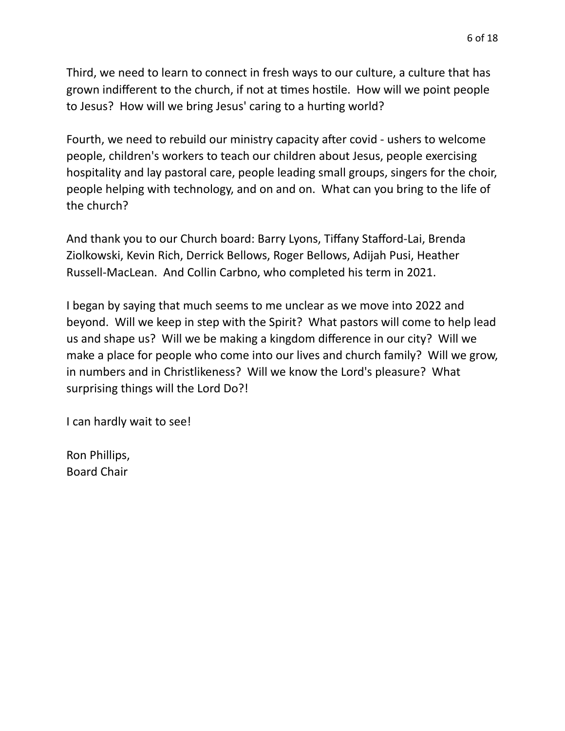Third, we need to learn to connect in fresh ways to our culture, a culture that has grown indifferent to the church, if not at times hostile. How will we point people to Jesus? How will we bring Jesus' caring to a hurting world?

Fourth, we need to rebuild our ministry capacity after covid - ushers to welcome people, children's workers to teach our children about Jesus, people exercising hospitality and lay pastoral care, people leading small groups, singers for the choir, people helping with technology, and on and on. What can you bring to the life of the church?

And thank you to our Church board: Barry Lyons, Tiffany Stafford-Lai, Brenda Ziolkowski, Kevin Rich, Derrick Bellows, Roger Bellows, Adijah Pusi, Heather Russell-MacLean. And Collin Carbno, who completed his term in 2021.

I began by saying that much seems to me unclear as we move into 2022 and beyond. Will we keep in step with the Spirit? What pastors will come to help lead us and shape us? Will we be making a kingdom difference in our city? Will we make a place for people who come into our lives and church family? Will we grow, in numbers and in Christlikeness? Will we know the Lord's pleasure? What surprising things will the Lord Do?!

I can hardly wait to see!

Ron Phillips,
Board Chair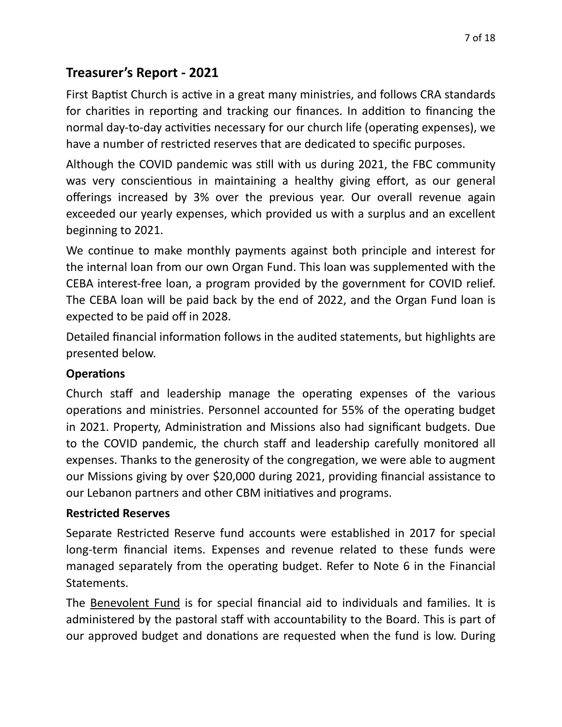## Treasurer's Report - 2021

First Baptist Church is active in a great many ministries, and follows CRA standards for charities in reporting and tracking our finances. In addition to financing the normal day-to-day activities necessary for our church life (operating expenses), we have a number of restricted reserves that are dedicated to specific purposes.

Although the COVID pandemic was still with us during 2021, the FBC community was very conscientious in maintaining a healthy giving effort, as our general offerings increased by 3% over the previous year. Our overall revenue again exceeded our yearly expenses, which provided us with a surplus and an excellent beginning to 2021.

We continue to make monthly payments against both principle and interest for the internal loan from our own Organ Fund. This loan was supplemented with the CEBA interest-free loan, a program provided by the government for COVID relief. The CEBA loan will be paid back by the end of 2022, and the Organ Fund loan is expected to be paid off in 2028.

Detailed financial information follows in the audited statements, but highlights are presented below.

**Operations**

Church staff and leadership manage the operating expenses of the various operations and ministries. Personnel accounted for 55% of the operating budget in 2021. Property, Administration and Missions also had significant budgets. Due to the COVID pandemic, the church staff and leadership carefully monitored all expenses. Thanks to the generosity of the congregation, we were able to augment our Missions giving by over $20,000 during 2021, providing financial assistance to our Lebanon partners and other CBM initiatives and programs.

**Restricted Reserves**

Separate Restricted Reserve fund accounts were established in 2017 for special long-term financial items. Expenses and revenue related to these funds were managed separately from the operating budget. Refer to Note 6 in the Financial Statements.

The <u>Benevolent Fund</u> is for special financial aid to individuals and families. It is administered by the pastoral staff with accountability to the Board. This is part of our approved budget and donations are requested when the fund is low. During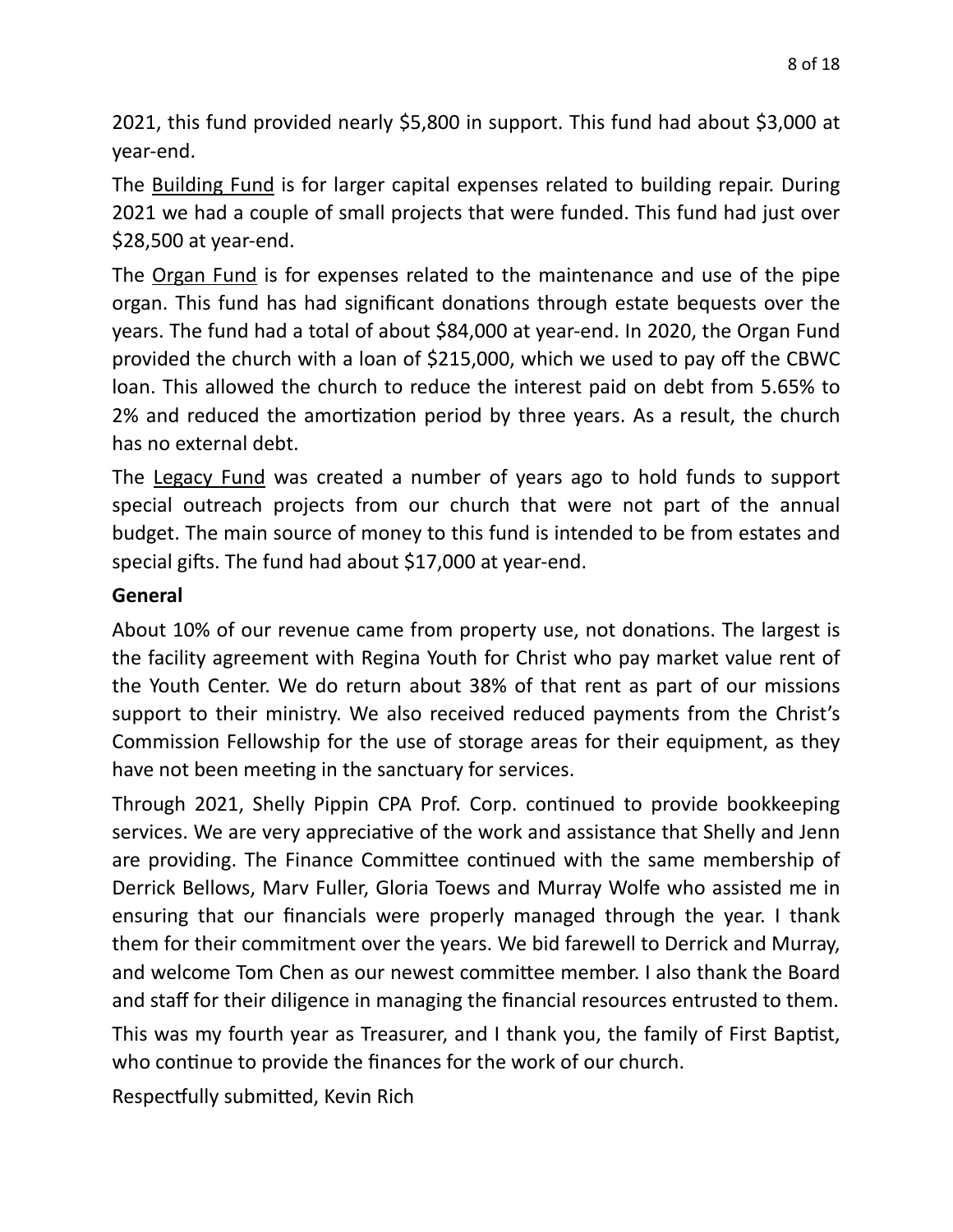2021, this fund provided nearly $5,800 in support. This fund had about $3,000 at year-end.

The <u>Building Fund</u> is for larger capital expenses related to building repair. During 2021 we had a couple of small projects that were funded. This fund had just over $28,500 at year-end.

The <u>Organ Fund</u> is for expenses related to the maintenance and use of the pipe organ. This fund has had significant donations through estate bequests over the years. The fund had a total of about $84,000 at year-end. In 2020, the Organ Fund provided the church with a loan of $215,000, which we used to pay off the CBWC loan. This allowed the church to reduce the interest paid on debt from 5.65% to 2% and reduced the amortization period by three years. As a result, the church has no external debt.

The <u>Legacy Fund</u> was created a number of years ago to hold funds to support special outreach projects from our church that were not part of the annual budget. The main source of money to this fund is intended to be from estates and special gifts. The fund had about $17,000 at year-end.

**General**

About 10% of our revenue came from property use, not donations. The largest is the facility agreement with Regina Youth for Christ who pay market value rent of the Youth Center. We do return about 38% of that rent as part of our missions support to their ministry. We also received reduced payments from the Christ's Commission Fellowship for the use of storage areas for their equipment, as they have not been meeting in the sanctuary for services.

Through 2021, Shelly Pippin CPA Prof. Corp. continued to provide bookkeeping services. We are very appreciative of the work and assistance that Shelly and Jenn are providing. The Finance Committee continued with the same membership of Derrick Bellows, Marv Fuller, Gloria Toews and Murray Wolfe who assisted me in ensuring that our financials were properly managed through the year. I thank them for their commitment over the years. We bid farewell to Derrick and Murray, and welcome Tom Chen as our newest committee member. I also thank the Board and staff for their diligence in managing the financial resources entrusted to them.

This was my fourth year as Treasurer, and I thank you, the family of First Baptist, who continue to provide the finances for the work of our church.

Respectfully submitted, Kevin Rich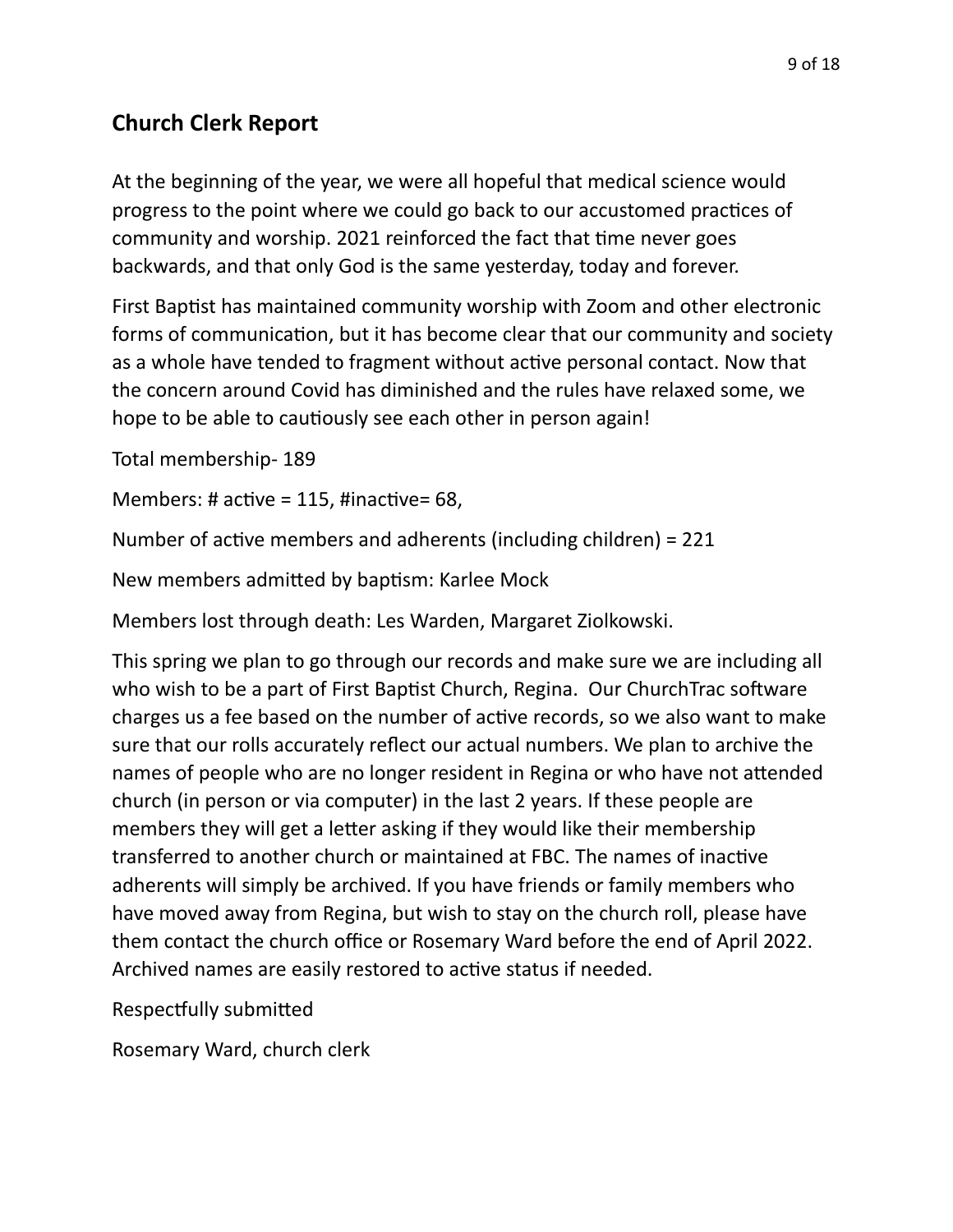## Church Clerk Report

At the beginning of the year, we were all hopeful that medical science would progress to the point where we could go back to our accustomed practices of community and worship. 2021 reinforced the fact that time never goes backwards, and that only God is the same yesterday, today and forever.

First Baptist has maintained community worship with Zoom and other electronic forms of communication, but it has become clear that our community and society as a whole have tended to fragment without active personal contact. Now that the concern around Covid has diminished and the rules have relaxed some, we hope to be able to cautiously see each other in person again!

Total membership- 189

Members: # active = 115, #inactive= 68,

Number of active members and adherents (including children) = 221

New members admitted by baptism: Karlee Mock

Members lost through death: Les Warden, Margaret Ziolkowski.

This spring we plan to go through our records and make sure we are including all who wish to be a part of First Baptist Church, Regina. Our ChurchTrac software charges us a fee based on the number of active records, so we also want to make sure that our rolls accurately reflect our actual numbers. We plan to archive the names of people who are no longer resident in Regina or who have not attended church (in person or via computer) in the last 2 years. If these people are members they will get a letter asking if they would like their membership transferred to another church or maintained at FBC. The names of inactive adherents will simply be archived. If you have friends or family members who have moved away from Regina, but wish to stay on the church roll, please have them contact the church office or Rosemary Ward before the end of April 2022. Archived names are easily restored to active status if needed.

Respectfully submitted

Rosemary Ward, church clerk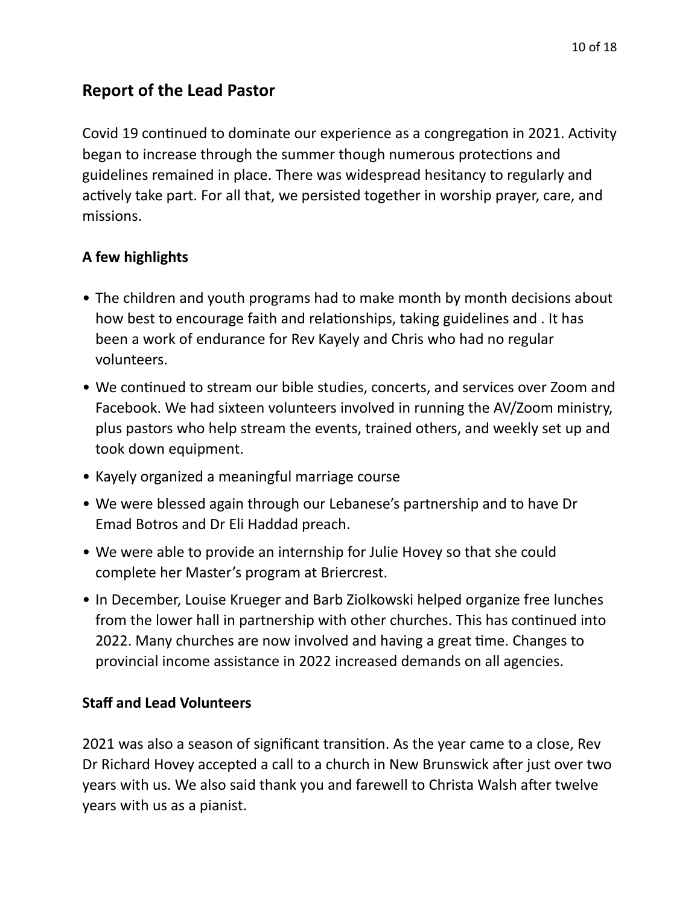## Report of the Lead Pastor

Covid 19 continued to dominate our experience as a congregation in 2021. Activity began to increase through the summer though numerous protections and guidelines remained in place. There was widespread hesitancy to regularly and actively take part. For all that, we persisted together in worship prayer, care, and missions.

### A few highlights

- The children and youth programs had to make month by month decisions about how best to encourage faith and relationships, taking guidelines and . It has been a work of endurance for Rev Kayely and Chris who had no regular volunteers.
- We continued to stream our bible studies, concerts, and services over Zoom and Facebook. We had sixteen volunteers involved in running the AV/Zoom ministry, plus pastors who help stream the events, trained others, and weekly set up and took down equipment.
- Kayely organized a meaningful marriage course
- We were blessed again through our Lebanese's partnership and to have Dr Emad Botros and Dr Eli Haddad preach.
- We were able to provide an internship for Julie Hovey so that she could complete her Master's program at Briercrest.
- In December, Louise Krueger and Barb Ziolkowski helped organize free lunches from the lower hall in partnership with other churches. This has continued into 2022. Many churches are now involved and having a great time. Changes to provincial income assistance in 2022 increased demands on all agencies.

### Staff and Lead Volunteers

2021 was also a season of significant transition. As the year came to a close, Rev Dr Richard Hovey accepted a call to a church in New Brunswick after just over two years with us. We also said thank you and farewell to Christa Walsh after twelve years with us as a pianist.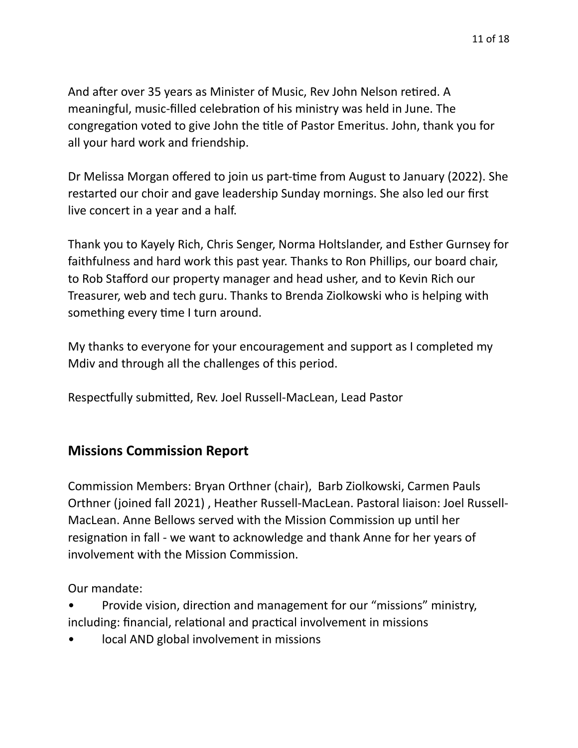And after over 35 years as Minister of Music, Rev John Nelson retired. A meaningful, music-filled celebration of his ministry was held in June. The congregation voted to give John the title of Pastor Emeritus. John, thank you for all your hard work and friendship.

Dr Melissa Morgan offered to join us part-time from August to January (2022). She restarted our choir and gave leadership Sunday mornings. She also led our first live concert in a year and a half.

Thank you to Kayely Rich, Chris Senger, Norma Holtslander, and Esther Gurnsey for faithfulness and hard work this past year. Thanks to Ron Phillips, our board chair, to Rob Stafford our property manager and head usher, and to Kevin Rich our Treasurer, web and tech guru. Thanks to Brenda Ziolkowski who is helping with something every time I turn around.

My thanks to everyone for your encouragement and support as I completed my Mdiv and through all the challenges of this period.

Respectfully submitted, Rev. Joel Russell-MacLean, Lead Pastor

## Missions Commission Report

Commission Members: Bryan Orthner (chair), Barb Ziolkowski, Carmen Pauls Orthner (joined fall 2021) , Heather Russell-MacLean. Pastoral liaison: Joel Russell-MacLean. Anne Bellows served with the Mission Commission up until her resignation in fall - we want to acknowledge and thank Anne for her years of involvement with the Mission Commission.

Our mandate:

- Provide vision, direction and management for our "missions" ministry, including: financial, relational and practical involvement in missions
- local AND global involvement in missions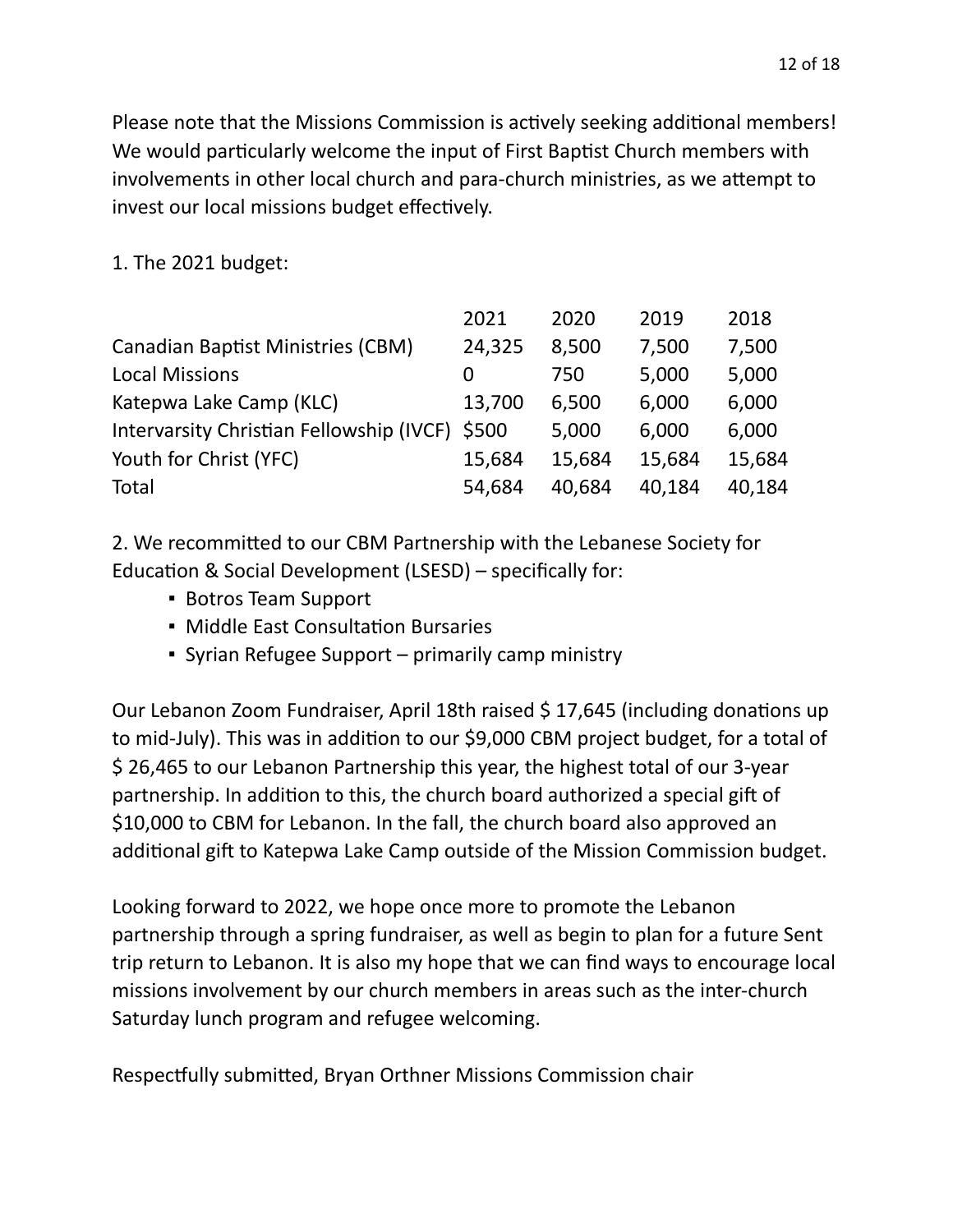Please note that the Missions Commission is actively seeking additional members! We would particularly welcome the input of First Baptist Church members with involvements in other local church and para-church ministries, as we attempt to invest our local missions budget effectively.

1. The 2021 budget:

| | 2021 | 2020 | 2019 | 2018 |
|---|---|---|---|---|
| Canadian Baptist Ministries (CBM) | 24,325 | 8,500 | 7,500 | 7,500 |
| Local Missions | 0 | 750 | 5,000 | 5,000 |
| Katepwa Lake Camp (KLC) | 13,700 | 6,500 | 6,000 | 6,000 |
| Intervarsity Christian Fellowship (IVCF) | $500 | 5,000 | 6,000 | 6,000 |
| Youth for Christ (YFC) | 15,684 | 15,684 | 15,684 | 15,684 |
| Total | 54,684 | 40,684 | 40,184 | 40,184 |

2. We recommitted to our CBM Partnership with the Lebanese Society for Education & Social Development (LSESD) – specifically for:

- Botros Team Support
- Middle East Consultation Bursaries
- Syrian Refugee Support – primarily camp ministry

Our Lebanon Zoom Fundraiser, April 18th raised $ 17,645 (including donations up to mid-July). This was in addition to our $9,000 CBM project budget, for a total of $ 26,465 to our Lebanon Partnership this year, the highest total of our 3-year partnership. In addition to this, the church board authorized a special gift of $10,000 to CBM for Lebanon. In the fall, the church board also approved an additional gift to Katepwa Lake Camp outside of the Mission Commission budget.

Looking forward to 2022, we hope once more to promote the Lebanon partnership through a spring fundraiser, as well as begin to plan for a future Sent trip return to Lebanon. It is also my hope that we can find ways to encourage local missions involvement by our church members in areas such as the inter-church Saturday lunch program and refugee welcoming.

Respectfully submitted, Bryan Orthner Missions Commission chair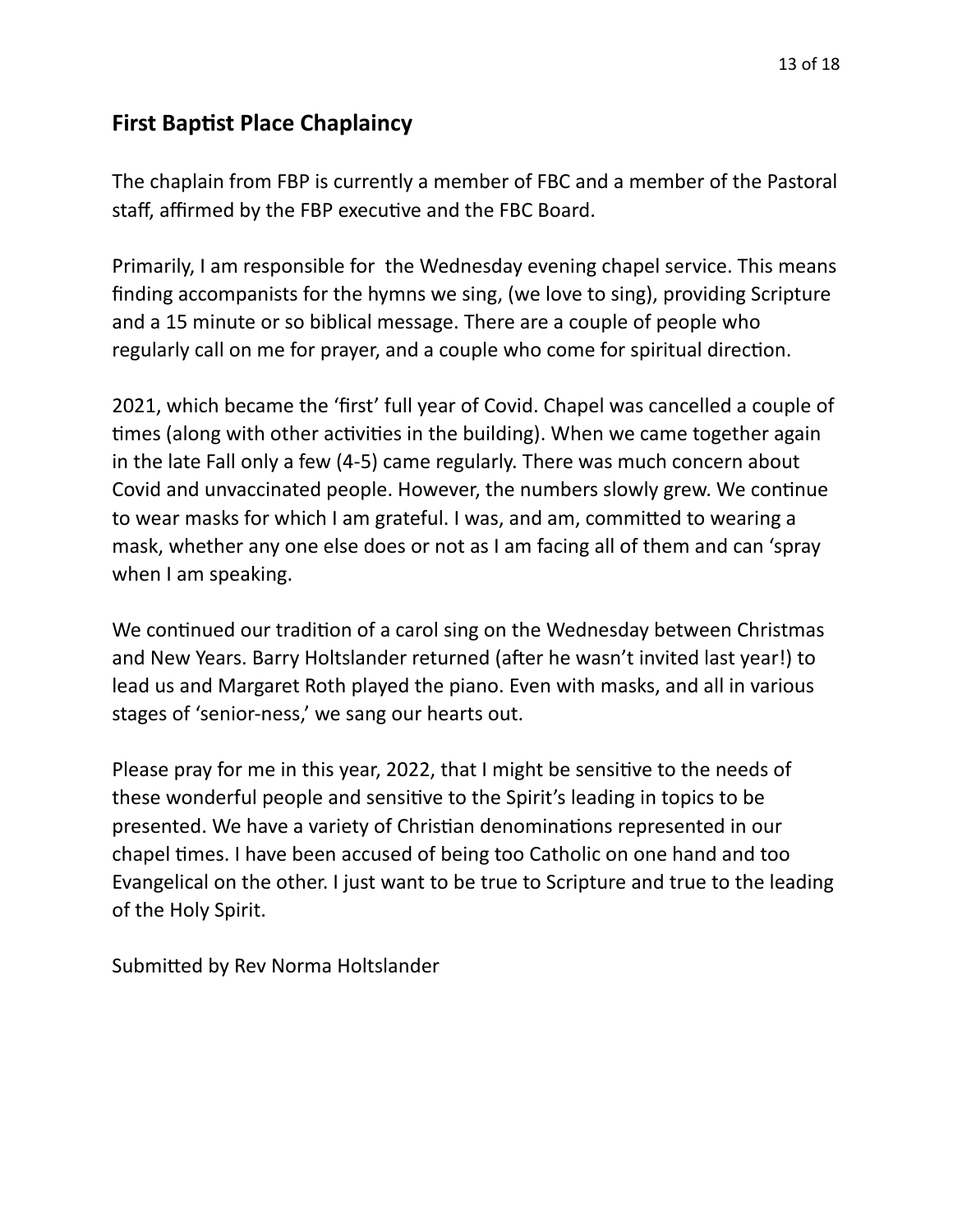## First Baptist Place Chaplaincy

The chaplain from FBP is currently a member of FBC and a member of the Pastoral staff, affirmed by the FBP executive and the FBC Board.

Primarily, I am responsible for the Wednesday evening chapel service. This means finding accompanists for the hymns we sing, (we love to sing), providing Scripture and a 15 minute or so biblical message. There are a couple of people who regularly call on me for prayer, and a couple who come for spiritual direction.

2021, which became the 'first' full year of Covid. Chapel was cancelled a couple of times (along with other activities in the building). When we came together again in the late Fall only a few (4-5) came regularly. There was much concern about Covid and unvaccinated people. However, the numbers slowly grew. We continue to wear masks for which I am grateful. I was, and am, committed to wearing a mask, whether any one else does or not as I am facing all of them and can 'spray when I am speaking.

We continued our tradition of a carol sing on the Wednesday between Christmas and New Years. Barry Holtslander returned (after he wasn't invited last year!) to lead us and Margaret Roth played the piano. Even with masks, and all in various stages of 'senior-ness,' we sang our hearts out.

Please pray for me in this year, 2022, that I might be sensitive to the needs of these wonderful people and sensitive to the Spirit's leading in topics to be presented. We have a variety of Christian denominations represented in our chapel times. I have been accused of being too Catholic on one hand and too Evangelical on the other. I just want to be true to Scripture and true to the leading of the Holy Spirit.

Submitted by Rev Norma Holtslander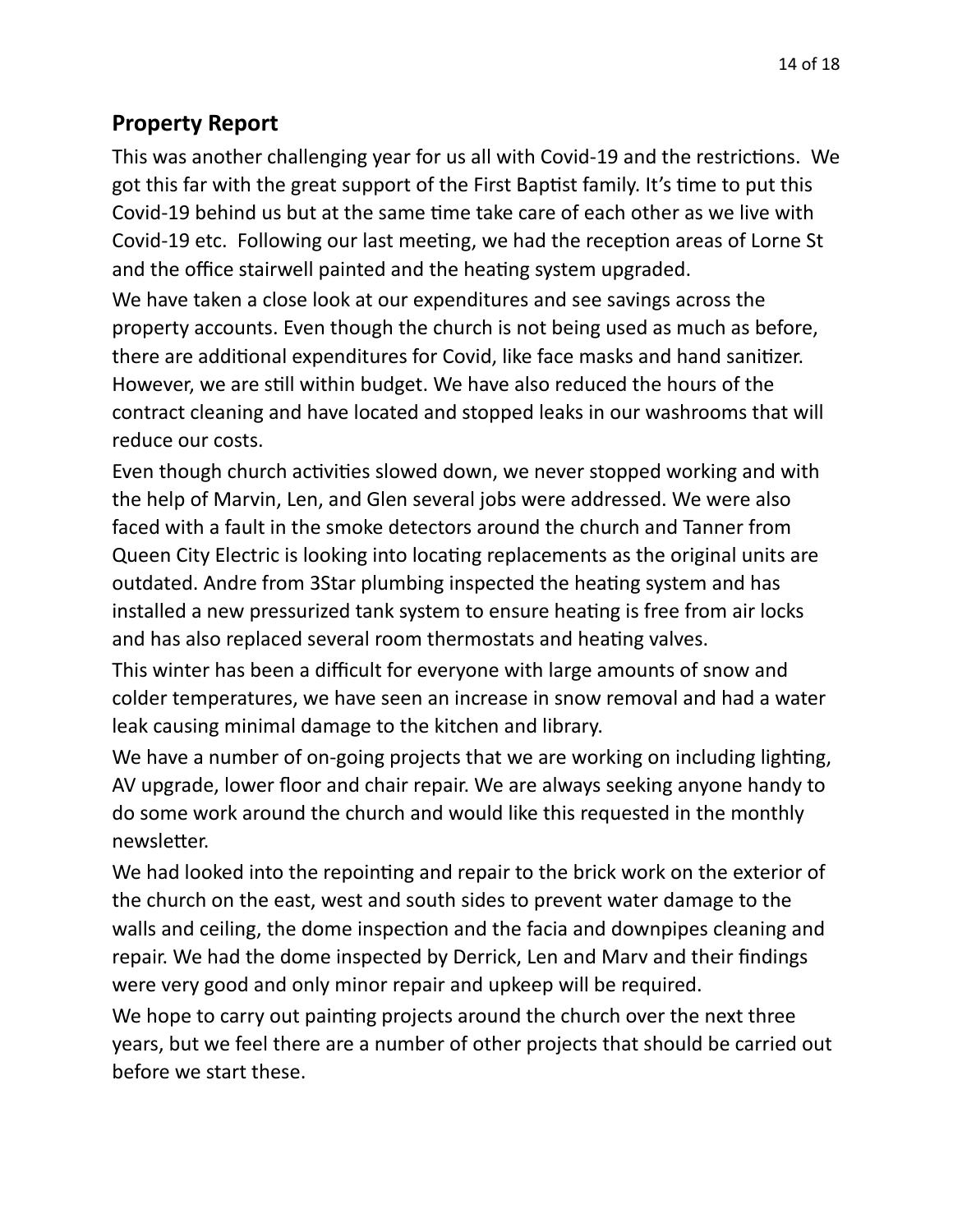## Property Report

This was another challenging year for us all with Covid-19 and the restrictions. We got this far with the great support of the First Baptist family. It's time to put this Covid-19 behind us but at the same time take care of each other as we live with Covid-19 etc. Following our last meeting, we had the reception areas of Lorne St and the office stairwell painted and the heating system upgraded.

We have taken a close look at our expenditures and see savings across the property accounts. Even though the church is not being used as much as before, there are additional expenditures for Covid, like face masks and hand sanitizer. However, we are still within budget. We have also reduced the hours of the contract cleaning and have located and stopped leaks in our washrooms that will reduce our costs.

Even though church activities slowed down, we never stopped working and with the help of Marvin, Len, and Glen several jobs were addressed. We were also faced with a fault in the smoke detectors around the church and Tanner from Queen City Electric is looking into locating replacements as the original units are outdated. Andre from 3Star plumbing inspected the heating system and has installed a new pressurized tank system to ensure heating is free from air locks and has also replaced several room thermostats and heating valves.

This winter has been a difficult for everyone with large amounts of snow and colder temperatures, we have seen an increase in snow removal and had a water leak causing minimal damage to the kitchen and library.

We have a number of on-going projects that we are working on including lighting, AV upgrade, lower floor and chair repair. We are always seeking anyone handy to do some work around the church and would like this requested in the monthly newsletter.

We had looked into the repointing and repair to the brick work on the exterior of the church on the east, west and south sides to prevent water damage to the walls and ceiling, the dome inspection and the facia and downpipes cleaning and repair. We had the dome inspected by Derrick, Len and Marv and their findings were very good and only minor repair and upkeep will be required.

We hope to carry out painting projects around the church over the next three years, but we feel there are a number of other projects that should be carried out before we start these.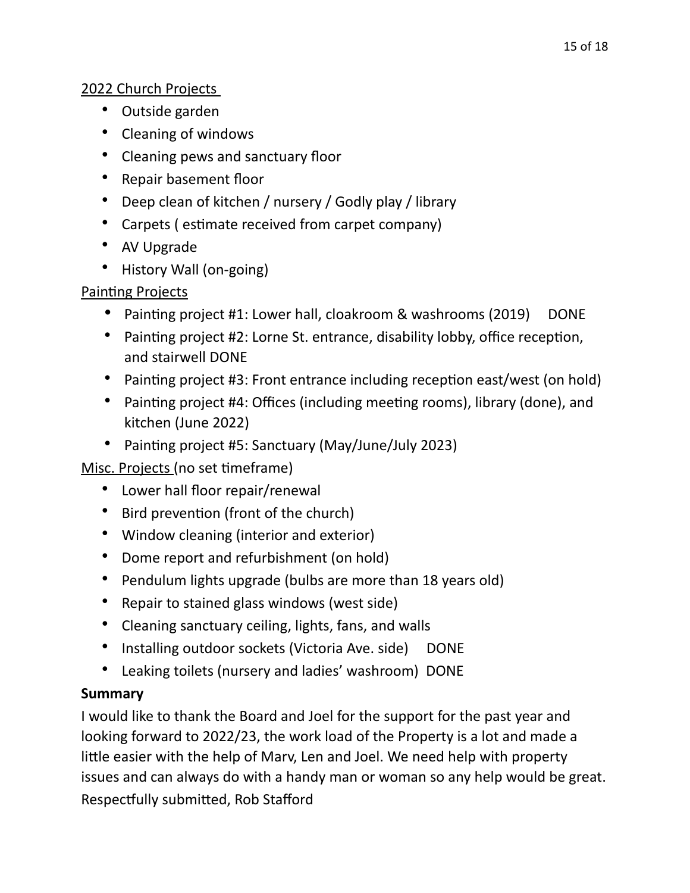2022 Church Projects

- Outside garden
- Cleaning of windows
- Cleaning pews and sanctuary floor
- Repair basement floor
- Deep clean of kitchen / nursery / Godly play / library
- Carpets ( estimate received from carpet company)
- AV Upgrade
- History Wall (on-going)

Painting Projects

- Painting project #1: Lower hall, cloakroom & washrooms (2019) DONE
- Painting project #2: Lorne St. entrance, disability lobby, office reception, and stairwell DONE
- Painting project #3: Front entrance including reception east/west (on hold)
- Painting project #4: Offices (including meeting rooms), library (done), and kitchen (June 2022)
- Painting project #5: Sanctuary (May/June/July 2023)

Misc. Projects (no set timeframe)

- Lower hall floor repair/renewal
- Bird prevention (front of the church)
- Window cleaning (interior and exterior)
- Dome report and refurbishment (on hold)
- Pendulum lights upgrade (bulbs are more than 18 years old)
- Repair to stained glass windows (west side)
- Cleaning sanctuary ceiling, lights, fans, and walls
- Installing outdoor sockets (Victoria Ave. side) DONE
- Leaking toilets (nursery and ladies' washroom) DONE

**Summary**

I would like to thank the Board and Joel for the support for the past year and looking forward to 2022/23, the work load of the Property is a lot and made a little easier with the help of Marv, Len and Joel. We need help with property issues and can always do with a handy man or woman so any help would be great.

Respectfully submitted, Rob Stafford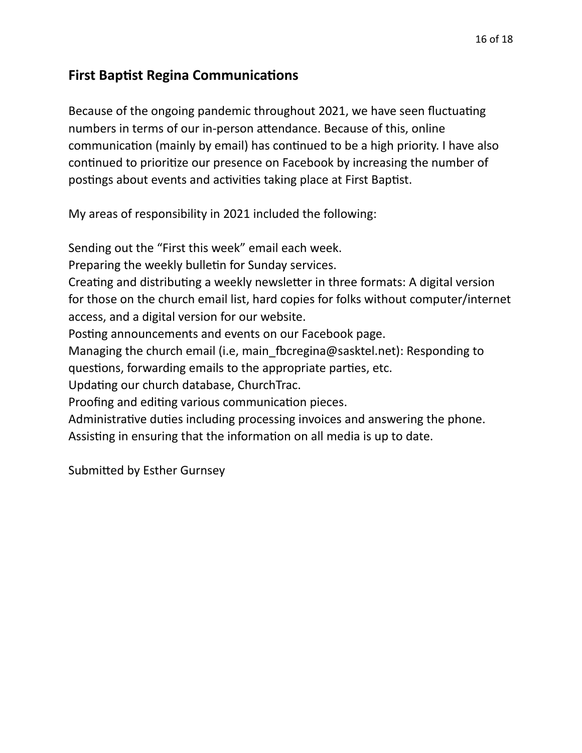## First Baptist Regina Communications

Because of the ongoing pandemic throughout 2021, we have seen fluctuating numbers in terms of our in-person attendance. Because of this, online communication (mainly by email) has continued to be a high priority. I have also continued to prioritize our presence on Facebook by increasing the number of postings about events and activities taking place at First Baptist.

My areas of responsibility in 2021 included the following:

Sending out the “First this week” email each week.
Preparing the weekly bulletin for Sunday services.
Creating and distributing a weekly newsletter in three formats: A digital version for those on the church email list, hard copies for folks without computer/internet access, and a digital version for our website.
Posting announcements and events on our Facebook page.
Managing the church email (i.e, main_fbcregina@sasktel.net): Responding to questions, forwarding emails to the appropriate parties, etc.
Updating our church database, ChurchTrac.
Proofing and editing various communication pieces.
Administrative duties including processing invoices and answering the phone.
Assisting in ensuring that the information on all media is up to date.

Submitted by Esther Gurnsey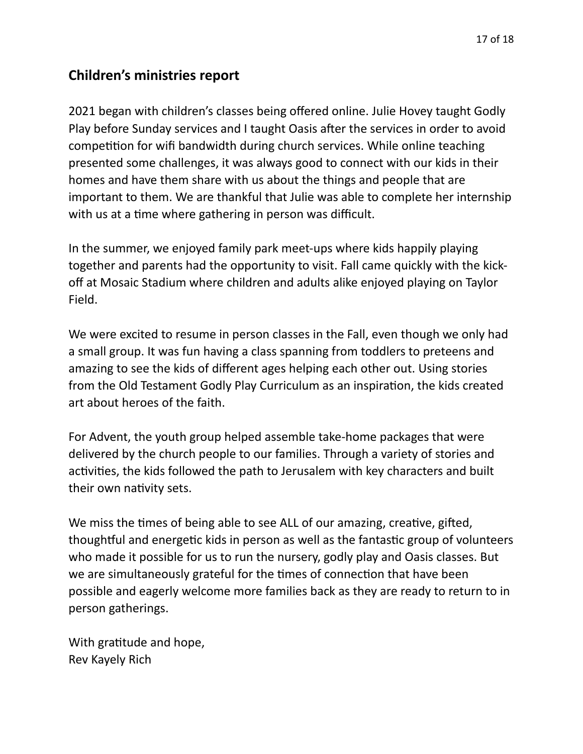## Children's ministries report

2021 began with children's classes being offered online. Julie Hovey taught Godly Play before Sunday services and I taught Oasis after the services in order to avoid competition for wifi bandwidth during church services. While online teaching presented some challenges, it was always good to connect with our kids in their homes and have them share with us about the things and people that are important to them. We are thankful that Julie was able to complete her internship with us at a time where gathering in person was difficult.

In the summer, we enjoyed family park meet-ups where kids happily playing together and parents had the opportunity to visit. Fall came quickly with the kick-off at Mosaic Stadium where children and adults alike enjoyed playing on Taylor Field.

We were excited to resume in person classes in the Fall, even though we only had a small group. It was fun having a class spanning from toddlers to preteens and amazing to see the kids of different ages helping each other out. Using stories from the Old Testament Godly Play Curriculum as an inspiration, the kids created art about heroes of the faith.

For Advent, the youth group helped assemble take-home packages that were delivered by the church people to our families. Through a variety of stories and activities, the kids followed the path to Jerusalem with key characters and built their own nativity sets.

We miss the times of being able to see ALL of our amazing, creative, gifted, thoughtful and energetic kids in person as well as the fantastic group of volunteers who made it possible for us to run the nursery, godly play and Oasis classes. But we are simultaneously grateful for the times of connection that have been possible and eagerly welcome more families back as they are ready to return to in person gatherings.

With gratitude and hope,
Rev Kayely Rich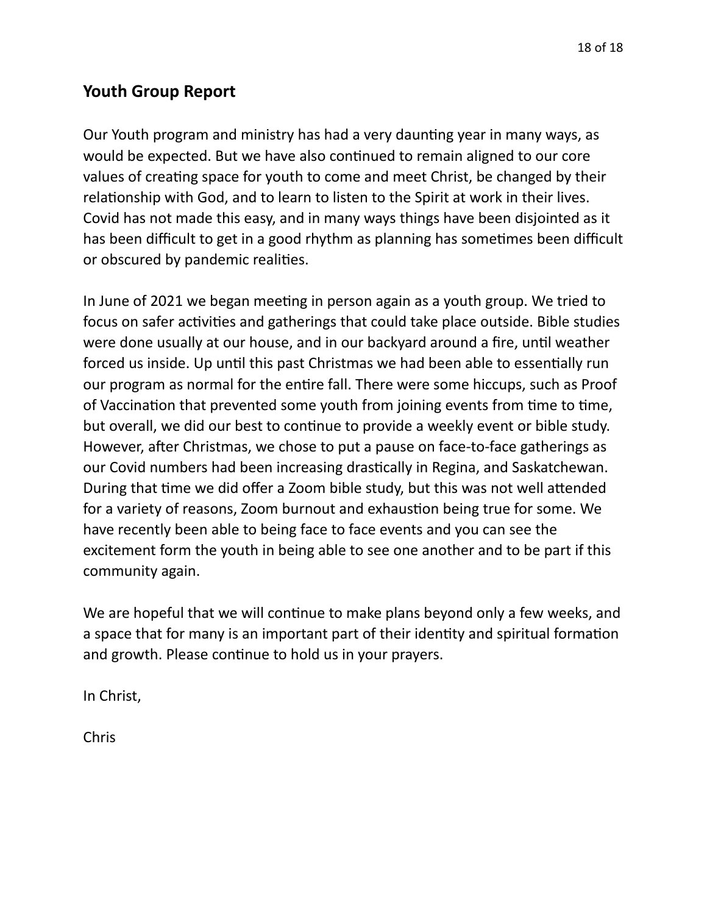## Youth Group Report

Our Youth program and ministry has had a very daunting year in many ways, as would be expected. But we have also continued to remain aligned to our core values of creating space for youth to come and meet Christ, be changed by their relationship with God, and to learn to listen to the Spirit at work in their lives. Covid has not made this easy, and in many ways things have been disjointed as it has been difficult to get in a good rhythm as planning has sometimes been difficult or obscured by pandemic realities.

In June of 2021 we began meeting in person again as a youth group. We tried to focus on safer activities and gatherings that could take place outside. Bible studies were done usually at our house, and in our backyard around a fire, until weather forced us inside. Up until this past Christmas we had been able to essentially run our program as normal for the entire fall. There were some hiccups, such as Proof of Vaccination that prevented some youth from joining events from time to time, but overall, we did our best to continue to provide a weekly event or bible study. However, after Christmas, we chose to put a pause on face-to-face gatherings as our Covid numbers had been increasing drastically in Regina, and Saskatchewan. During that time we did offer a Zoom bible study, but this was not well attended for a variety of reasons, Zoom burnout and exhaustion being true for some. We have recently been able to being face to face events and you can see the excitement form the youth in being able to see one another and to be part if this community again.

We are hopeful that we will continue to make plans beyond only a few weeks, and a space that for many is an important part of their identity and spiritual formation and growth. Please continue to hold us in your prayers.

In Christ,

Chris